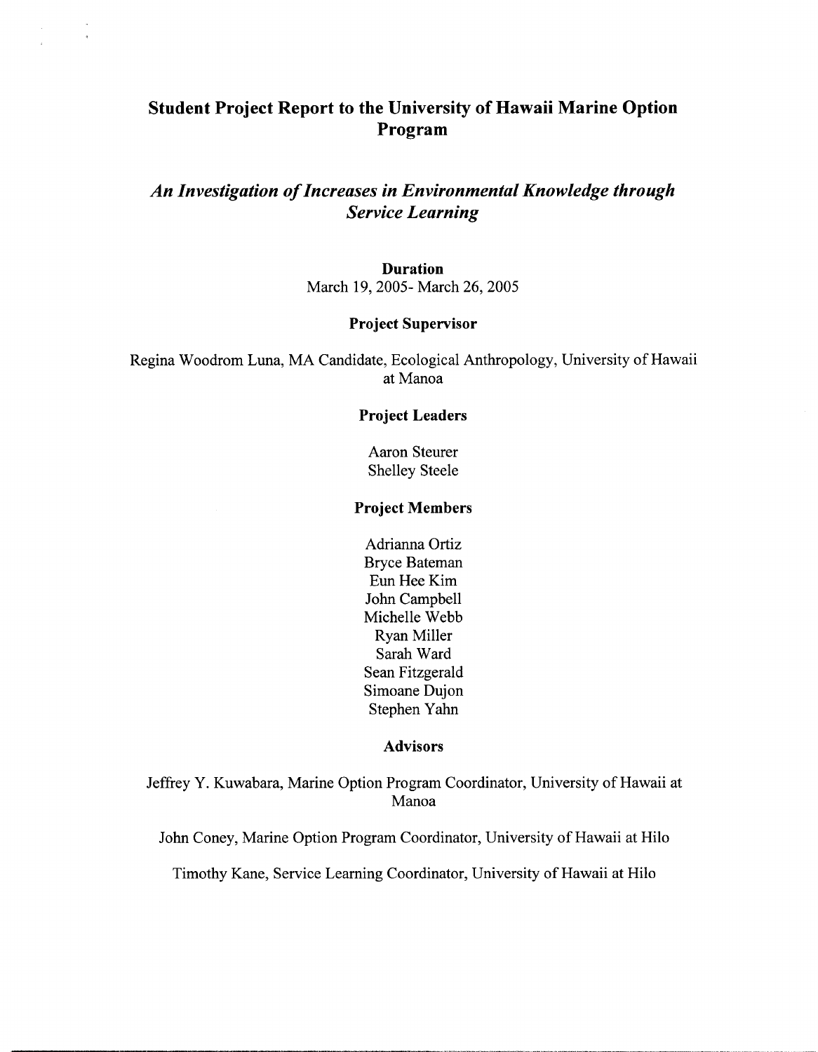# Student Project Report to the University of Hawaii Marine Option Program

## *An Investigation of Increases in Environmental Knowledge through Service Learning*

**Duration**

March 19, 2005- March 26, 2005

**Project Supervisor**

Regina Woodrom Luna, MA Candidate, Ecological Anthropology, University of Hawaii at Manoa

**Project Leaders**

Aaron Steurer
Shelley Steele

**Project Members**

Adrianna Ortiz
Bryce Bateman
Eun Hee Kim
John Campbell
Michelle Webb
Ryan Miller
Sarah Ward
Sean Fitzgerald
Simoane Dujon
Stephen Yahn

**Advisors**

Jeffrey Y. Kuwabara, Marine Option Program Coordinator, University of Hawaii at Manoa

John Coney, Marine Option Program Coordinator, University of Hawaii at Hilo

Timothy Kane, Service Learning Coordinator, University of Hawaii at Hilo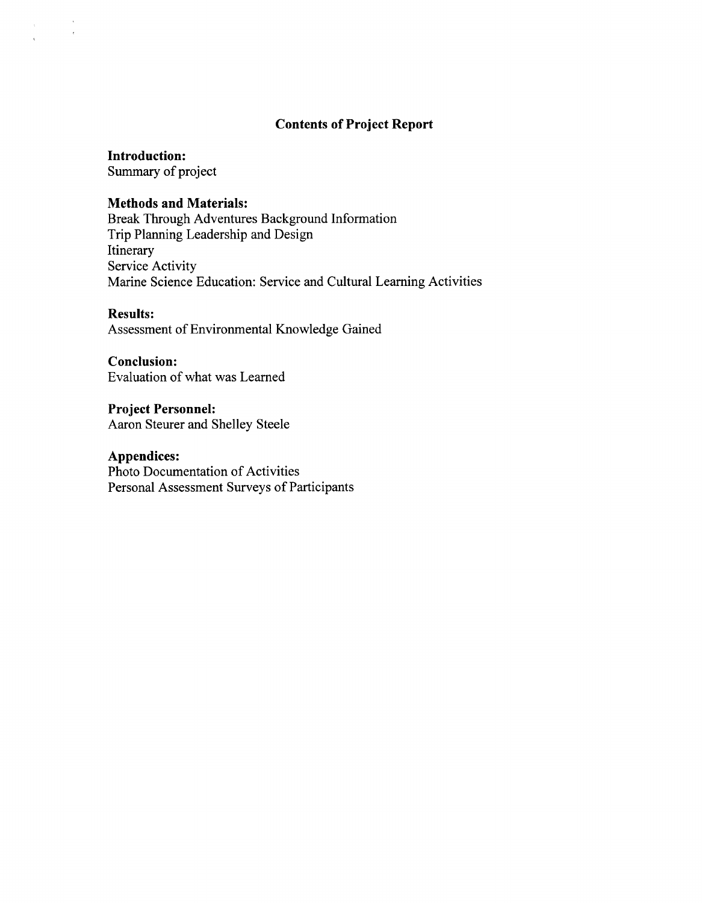# Contents of Project Report

**Introduction:**
Summary of project

**Methods and Materials:**
Break Through Adventures Background Information
Trip Planning Leadership and Design
Itinerary
Service Activity
Marine Science Education: Service and Cultural Learning Activities

**Results:**
Assessment of Environmental Knowledge Gained

**Conclusion:**
Evaluation of what was Learned

**Project Personnel:**
Aaron Steurer and Shelley Steele

**Appendices:**
Photo Documentation of Activities
Personal Assessment Surveys of Participants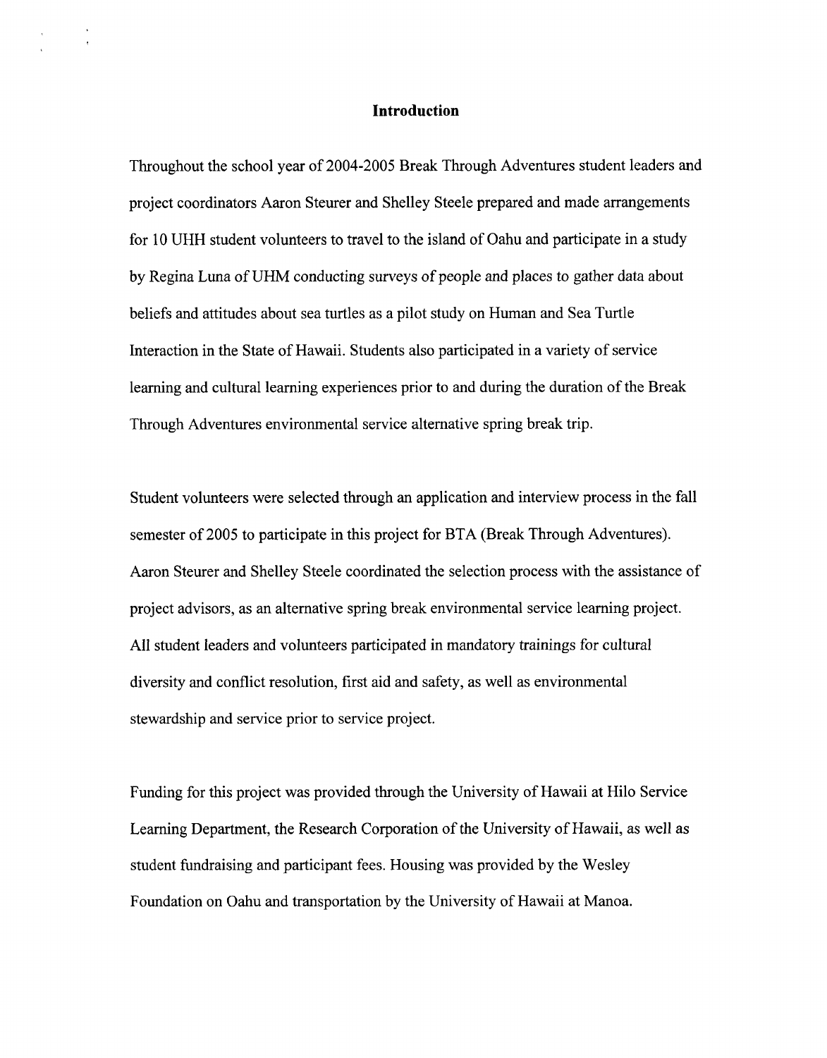# Introduction

Throughout the school year of 2004-2005 Break Through Adventures student leaders and project coordinators Aaron Steurer and Shelley Steele prepared and made arrangements for 10 UHH student volunteers to travel to the island of Oahu and participate in a study by Regina Luna of UHM conducting surveys of people and places to gather data about beliefs and attitudes about sea turtles as a pilot study on Human and Sea Turtle Interaction in the State of Hawaii. Students also participated in a variety of service learning and cultural learning experiences prior to and during the duration of the Break Through Adventures environmental service alternative spring break trip.

Student volunteers were selected through an application and interview process in the fall semester of 2005 to participate in this project for BTA (Break Through Adventures). Aaron Steurer and Shelley Steele coordinated the selection process with the assistance of project advisors, as an alternative spring break environmental service learning project. All student leaders and volunteers participated in mandatory trainings for cultural diversity and conflict resolution, first aid and safety, as well as environmental stewardship and service prior to service project.

Funding for this project was provided through the University of Hawaii at Hilo Service Learning Department, the Research Corporation of the University of Hawaii, as well as student fundraising and participant fees. Housing was provided by the Wesley Foundation on Oahu and transportation by the University of Hawaii at Manoa.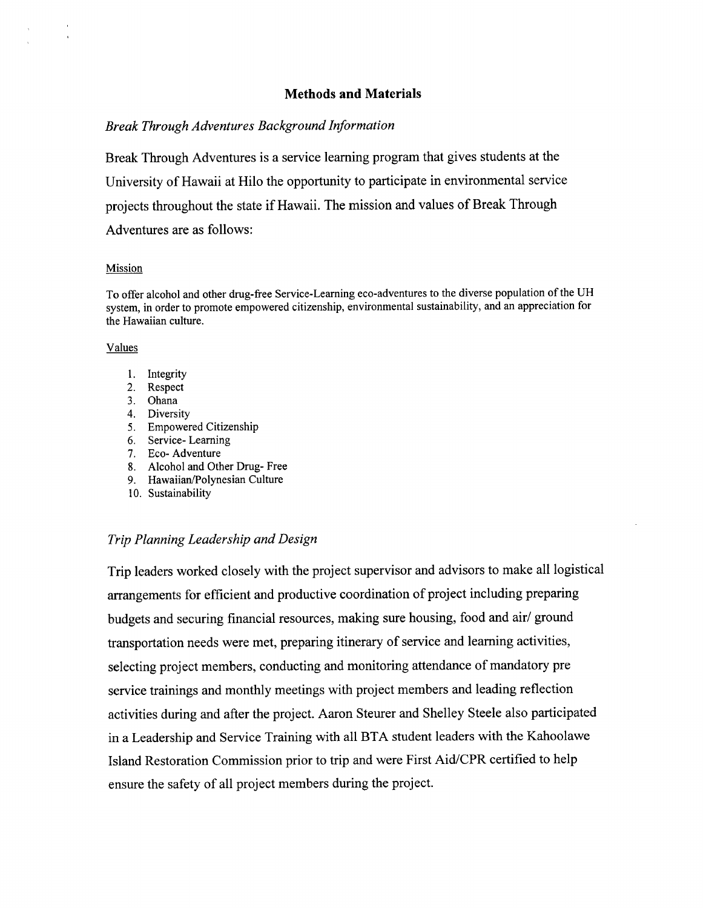## Methods and Materials

### *Break Through Adventures Background Information*

Break Through Adventures is a service learning program that gives students at the University of Hawaii at Hilo the opportunity to participate in environmental service projects throughout the state if Hawaii. The mission and values of Break Through Adventures are as follows:

Mission

To offer alcohol and other drug-free Service-Learning eco-adventures to the diverse population of the UH system, in order to promote empowered citizenship, environmental sustainability, and an appreciation for the Hawaiian culture.

Values

1. Integrity
2. Respect
3. Ohana
4. Diversity
5. Empowered Citizenship
6. Service- Learning
7. Eco- Adventure
8. Alcohol and Other Drug- Free
9. Hawaiian/Polynesian Culture
10. Sustainability

### *Trip Planning Leadership and Design*

Trip leaders worked closely with the project supervisor and advisors to make all logistical arrangements for efficient and productive coordination of project including preparing budgets and securing financial resources, making sure housing, food and air/ ground transportation needs were met, preparing itinerary of service and learning activities, selecting project members, conducting and monitoring attendance of mandatory pre service trainings and monthly meetings with project members and leading reflection activities during and after the project. Aaron Steurer and Shelley Steele also participated in a Leadership and Service Training with all BTA student leaders with the Kahoolawe Island Restoration Commission prior to trip and were First Aid/CPR certified to help ensure the safety of all project members during the project.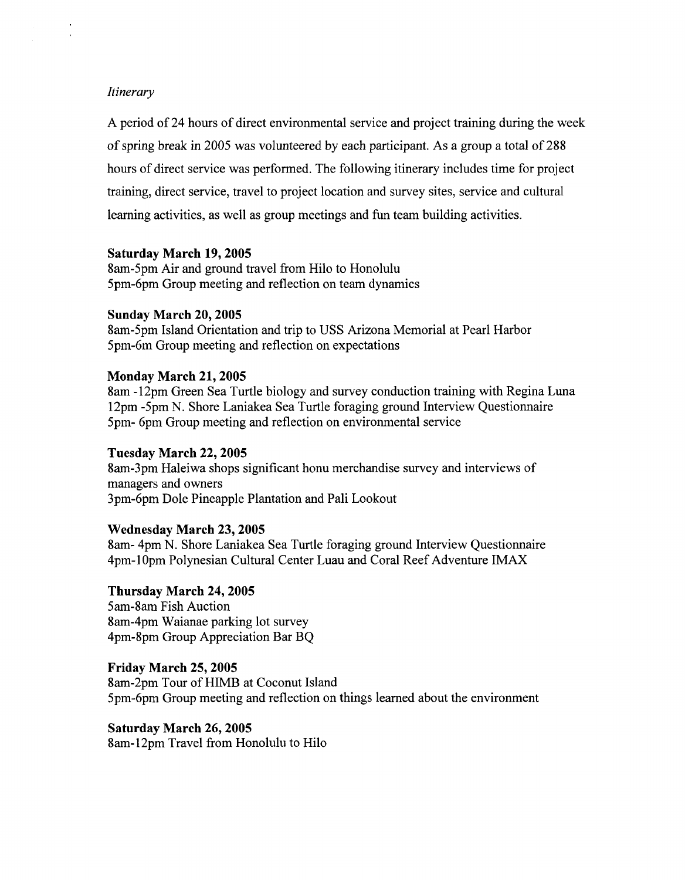*Itinerary*

A period of 24 hours of direct environmental service and project training during the week of spring break in 2005 was volunteered by each participant. As a group a total of 288 hours of direct service was performed. The following itinerary includes time for project training, direct service, travel to project location and survey sites, service and cultural learning activities, as well as group meetings and fun team building activities.

**Saturday March 19, 2005**
8am-5pm Air and ground travel from Hilo to Honolulu
5pm-6pm Group meeting and reflection on team dynamics

**Sunday March 20, 2005**
8am-5pm Island Orientation and trip to USS Arizona Memorial at Pearl Harbor
5pm-6m Group meeting and reflection on expectations

**Monday March 21, 2005**
8am -12pm Green Sea Turtle biology and survey conduction training with Regina Luna
12pm -5pm N. Shore Laniakea Sea Turtle foraging ground Interview Questionnaire
5pm- 6pm Group meeting and reflection on environmental service

**Tuesday March 22, 2005**
8am-3pm Haleiwa shops significant honu merchandise survey and interviews of managers and owners
3pm-6pm Dole Pineapple Plantation and Pali Lookout

**Wednesday March 23, 2005**
8am- 4pm N. Shore Laniakea Sea Turtle foraging ground Interview Questionnaire
4pm-10pm Polynesian Cultural Center Luau and Coral Reef Adventure IMAX

**Thursday March 24, 2005**
5am-8am Fish Auction
8am-4pm Waianae parking lot survey
4pm-8pm Group Appreciation Bar BQ

**Friday March 25, 2005**
8am-2pm Tour of HIMB at Coconut Island
5pm-6pm Group meeting and reflection on things learned about the environment

**Saturday March 26, 2005**
8am-12pm Travel from Honolulu to Hilo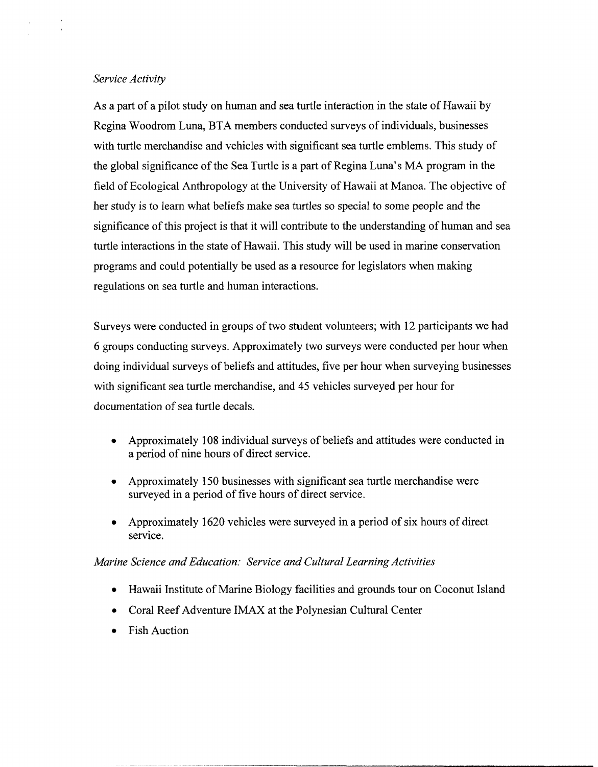*Service Activity*

As a part of a pilot study on human and sea turtle interaction in the state of Hawaii by Regina Woodrom Luna, BTA members conducted surveys of individuals, businesses with turtle merchandise and vehicles with significant sea turtle emblems. This study of the global significance of the Sea Turtle is a part of Regina Luna's MA program in the field of Ecological Anthropology at the University of Hawaii at Manoa. The objective of her study is to learn what beliefs make sea turtles so special to some people and the significance of this project is that it will contribute to the understanding of human and sea turtle interactions in the state of Hawaii. This study will be used in marine conservation programs and could potentially be used as a resource for legislators when making regulations on sea turtle and human interactions.

Surveys were conducted in groups of two student volunteers; with 12 participants we had 6 groups conducting surveys. Approximately two surveys were conducted per hour when doing individual surveys of beliefs and attitudes, five per hour when surveying businesses with significant sea turtle merchandise, and 45 vehicles surveyed per hour for documentation of sea turtle decals.

- Approximately 108 individual surveys of beliefs and attitudes were conducted in a period of nine hours of direct service.
- Approximately 150 businesses with significant sea turtle merchandise were surveyed in a period of five hours of direct service.
- Approximately 1620 vehicles were surveyed in a period of six hours of direct service.

*Marine Science and Education: Service and Cultural Learning Activities*

- Hawaii Institute of Marine Biology facilities and grounds tour on Coconut Island
- Coral Reef Adventure IMAX at the Polynesian Cultural Center
- Fish Auction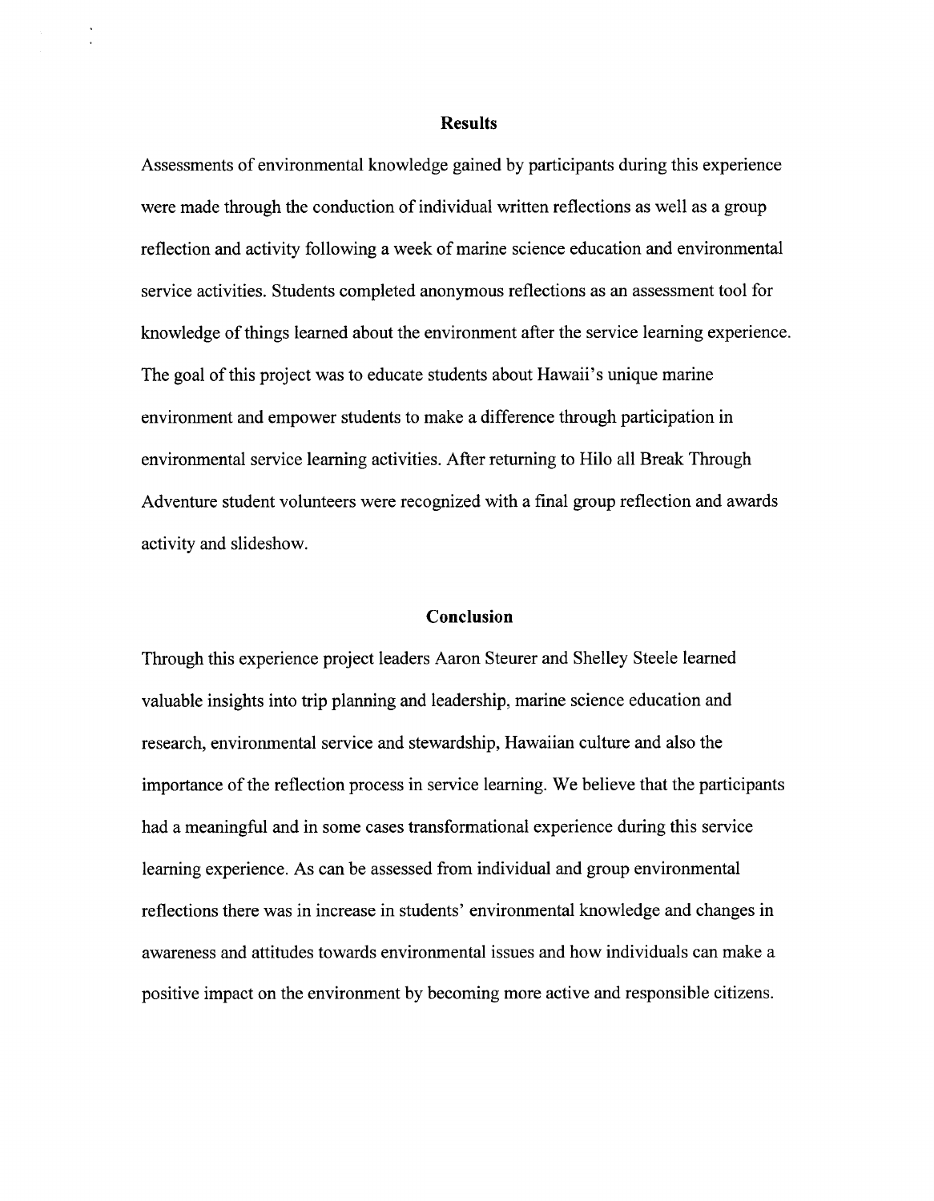## Results

Assessments of environmental knowledge gained by participants during this experience were made through the conduction of individual written reflections as well as a group reflection and activity following a week of marine science education and environmental service activities. Students completed anonymous reflections as an assessment tool for knowledge of things learned about the environment after the service learning experience. The goal of this project was to educate students about Hawaii's unique marine environment and empower students to make a difference through participation in environmental service learning activities. After returning to Hilo all Break Through Adventure student volunteers were recognized with a final group reflection and awards activity and slideshow.

## Conclusion

Through this experience project leaders Aaron Steurer and Shelley Steele learned valuable insights into trip planning and leadership, marine science education and research, environmental service and stewardship, Hawaiian culture and also the importance of the reflection process in service learning. We believe that the participants had a meaningful and in some cases transformational experience during this service learning experience. As can be assessed from individual and group environmental reflections there was in increase in students' environmental knowledge and changes in awareness and attitudes towards environmental issues and how individuals can make a positive impact on the environment by becoming more active and responsible citizens.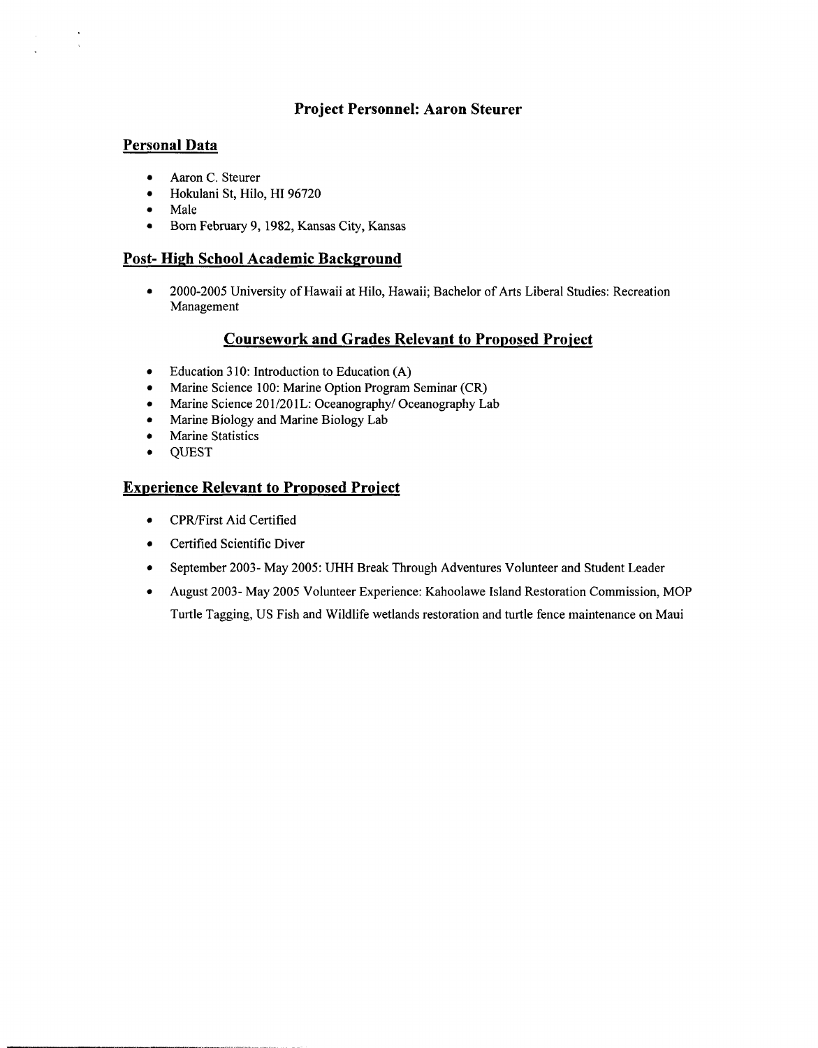## Project Personnel: Aaron Steurer

### Personal Data

- Aaron C. Steurer
- Hokulani St, Hilo, HI 96720
- Male
- Born February 9, 1982, Kansas City, Kansas

### Post- High School Academic Background

- 2000-2005 University of Hawaii at Hilo, Hawaii; Bachelor of Arts Liberal Studies: Recreation Management

### Coursework and Grades Relevant to Proposed Project

- Education 310: Introduction to Education (A)
- Marine Science 100: Marine Option Program Seminar (CR)
- Marine Science 201/201L: Oceanography/ Oceanography Lab
- Marine Biology and Marine Biology Lab
- Marine Statistics
- QUEST

### Experience Relevant to Proposed Project

- CPR/First Aid Certified
- Certified Scientific Diver
- September 2003- May 2005: UHH Break Through Adventures Volunteer and Student Leader
- August 2003- May 2005 Volunteer Experience: Kahoolawe Island Restoration Commission, MOP Turtle Tagging, US Fish and Wildlife wetlands restoration and turtle fence maintenance on Maui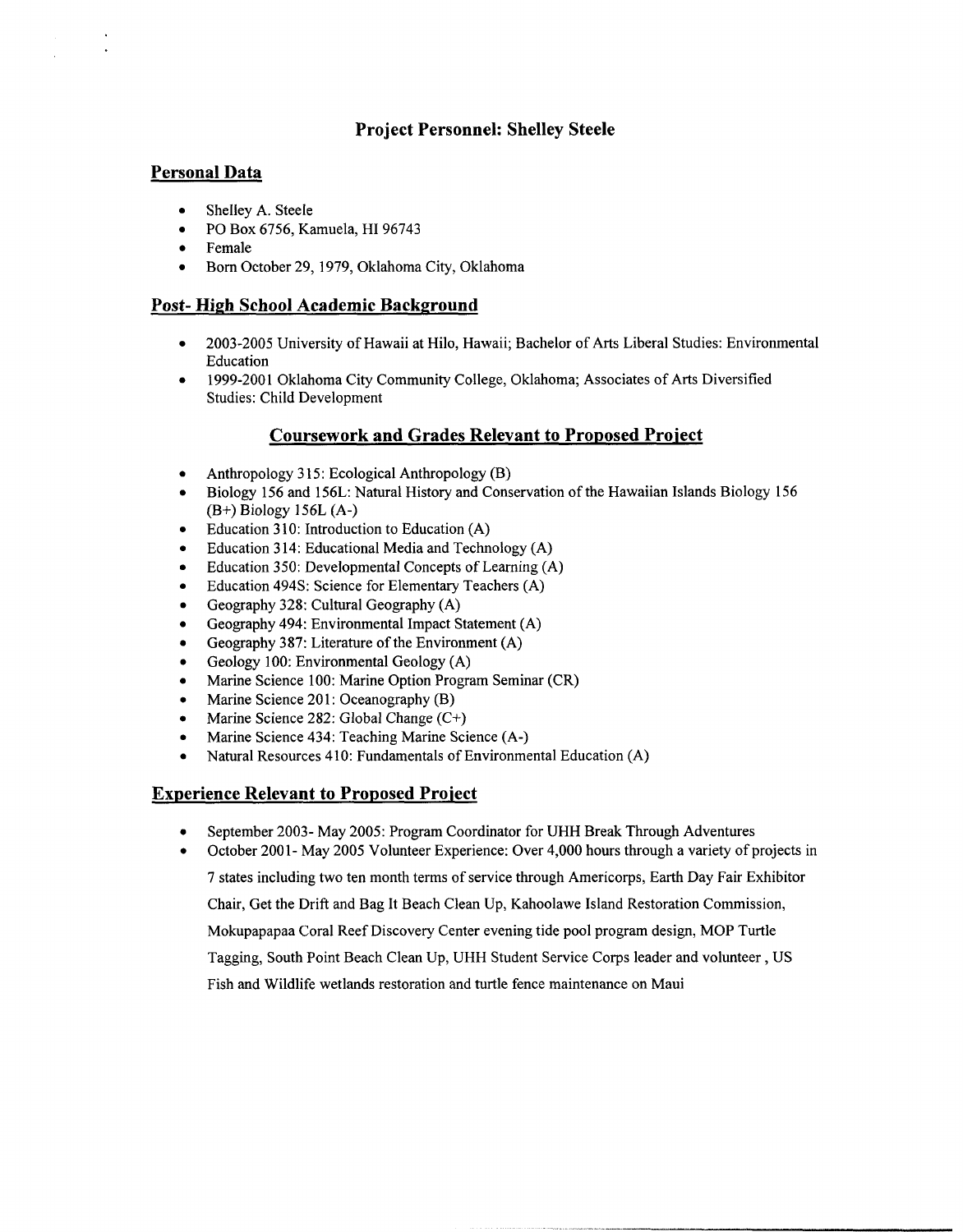# Project Personnel: Shelley Steele

## Personal Data

- Shelley A. Steele
- PO Box 6756, Kamuela, HI 96743
- Female
- Born October 29, 1979, Oklahoma City, Oklahoma

## Post- High School Academic Background

- 2003-2005 University of Hawaii at Hilo, Hawaii; Bachelor of Arts Liberal Studies: Environmental Education
- 1999-2001 Oklahoma City Community College, Oklahoma; Associates of Arts Diversified Studies: Child Development

## Coursework and Grades Relevant to Proposed Project

- Anthropology 315: Ecological Anthropology (B)
- Biology 156 and 156L: Natural History and Conservation of the Hawaiian Islands Biology 156 (B+) Biology 156L (A-)
- Education 310: Introduction to Education (A)
- Education 314: Educational Media and Technology (A)
- Education 350: Developmental Concepts of Learning (A)
- Education 494S: Science for Elementary Teachers (A)
- Geography 328: Cultural Geography (A)
- Geography 494: Environmental Impact Statement (A)
- Geography 387: Literature of the Environment (A)
- Geology 100: Environmental Geology (A)
- Marine Science 100: Marine Option Program Seminar (CR)
- Marine Science 201: Oceanography (B)
- Marine Science 282: Global Change (C+)
- Marine Science 434: Teaching Marine Science (A-)
- Natural Resources 410: Fundamentals of Environmental Education (A)

## Experience Relevant to Proposed Project

- September 2003- May 2005: Program Coordinator for UHH Break Through Adventures
- October 2001- May 2005 Volunteer Experience: Over 4,000 hours through a variety of projects in 7 states including two ten month terms of service through Americorps, Earth Day Fair Exhibitor Chair, Get the Drift and Bag It Beach Clean Up, Kahoolawe Island Restoration Commission, Mokupapapaa Coral Reef Discovery Center evening tide pool program design, MOP Turtle Tagging, South Point Beach Clean Up, UHH Student Service Corps leader and volunteer , US Fish and Wildlife wetlands restoration and turtle fence maintenance on Maui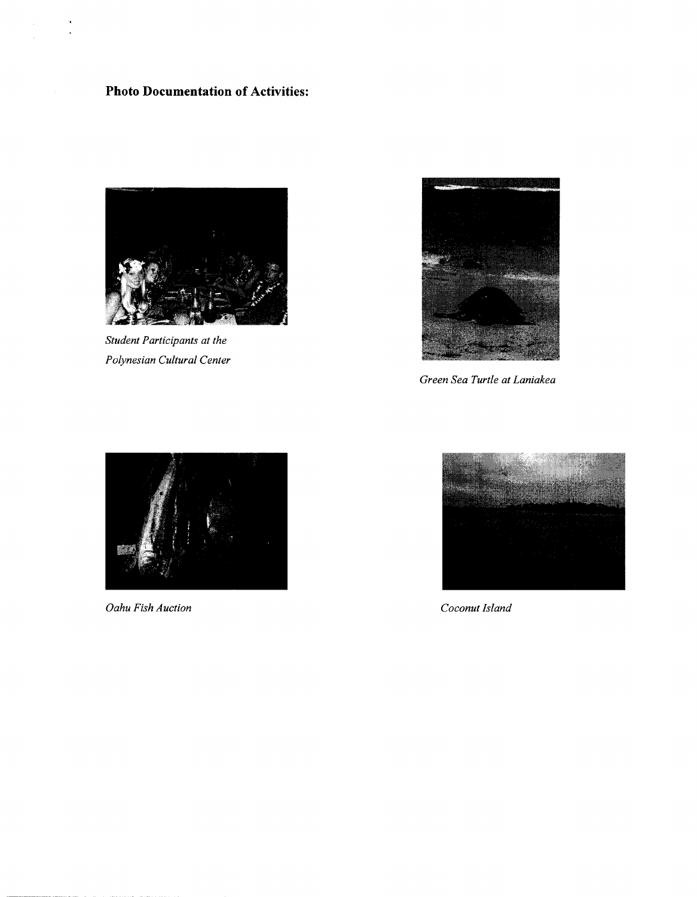**Photo Documentation of Activities:**

*Student Participants at the Polynesian Cultural Center*

*Green Sea Turtle at Laniakea*

*Oahu Fish Auction*

*Coconut Island*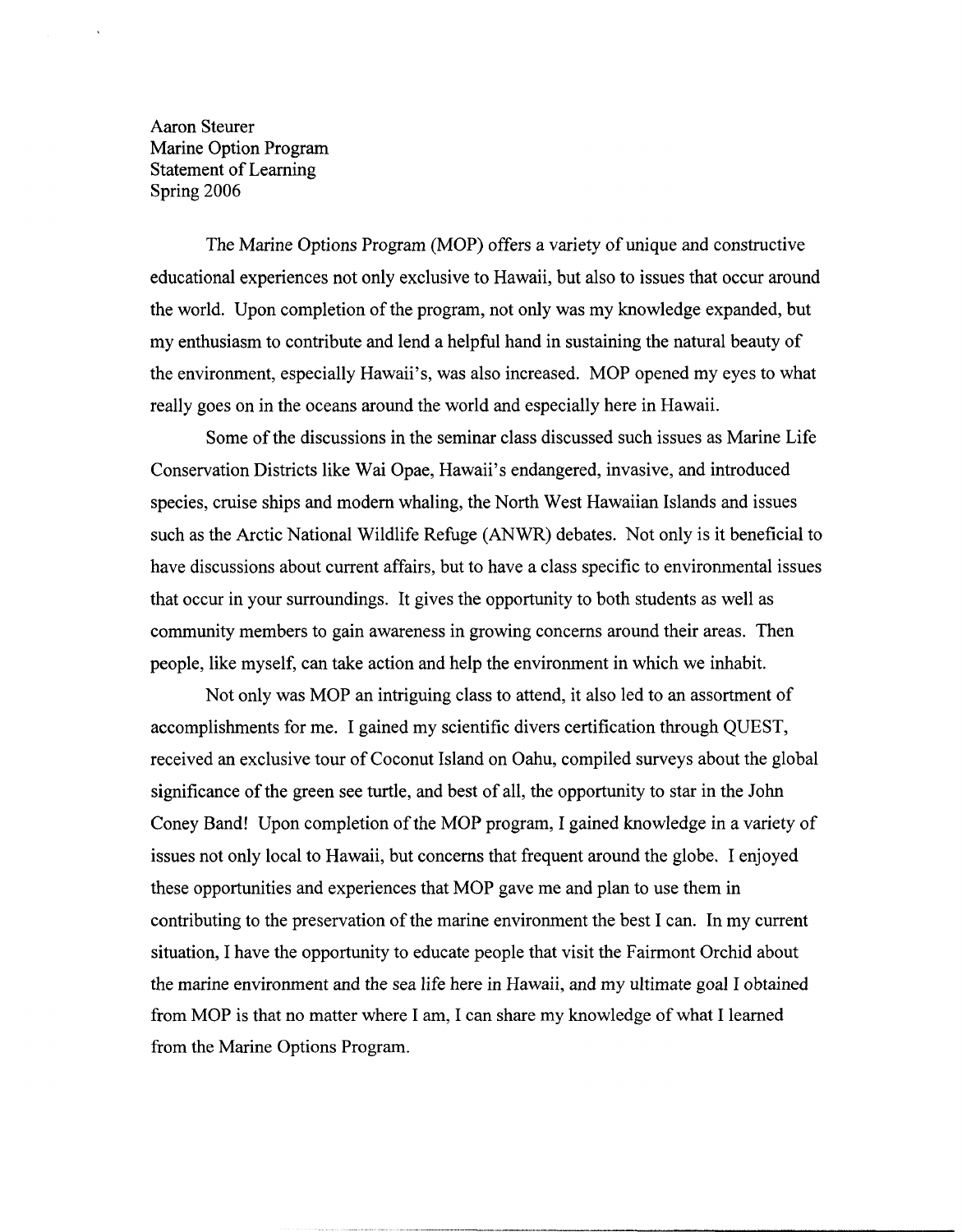Aaron Steurer
Marine Option Program
Statement of Learning
Spring 2006

The Marine Options Program (MOP) offers a variety of unique and constructive educational experiences not only exclusive to Hawaii, but also to issues that occur around the world. Upon completion of the program, not only was my knowledge expanded, but my enthusiasm to contribute and lend a helpful hand in sustaining the natural beauty of the environment, especially Hawaii's, was also increased. MOP opened my eyes to what really goes on in the oceans around the world and especially here in Hawaii.

Some of the discussions in the seminar class discussed such issues as Marine Life Conservation Districts like Wai Opae, Hawaii's endangered, invasive, and introduced species, cruise ships and modern whaling, the North West Hawaiian Islands and issues such as the Arctic National Wildlife Refuge (ANWR) debates. Not only is it beneficial to have discussions about current affairs, but to have a class specific to environmental issues that occur in your surroundings. It gives the opportunity to both students as well as community members to gain awareness in growing concerns around their areas. Then people, like myself, can take action and help the environment in which we inhabit.

Not only was MOP an intriguing class to attend, it also led to an assortment of accomplishments for me. I gained my scientific divers certification through QUEST, received an exclusive tour of Coconut Island on Oahu, compiled surveys about the global significance of the green see turtle, and best of all, the opportunity to star in the John Coney Band! Upon completion of the MOP program, I gained knowledge in a variety of issues not only local to Hawaii, but concerns that frequent around the globe. I enjoyed these opportunities and experiences that MOP gave me and plan to use them in contributing to the preservation of the marine environment the best I can. In my current situation, I have the opportunity to educate people that visit the Fairmont Orchid about the marine environment and the sea life here in Hawaii, and my ultimate goal I obtained from MOP is that no matter where I am, I can share my knowledge of what I learned from the Marine Options Program.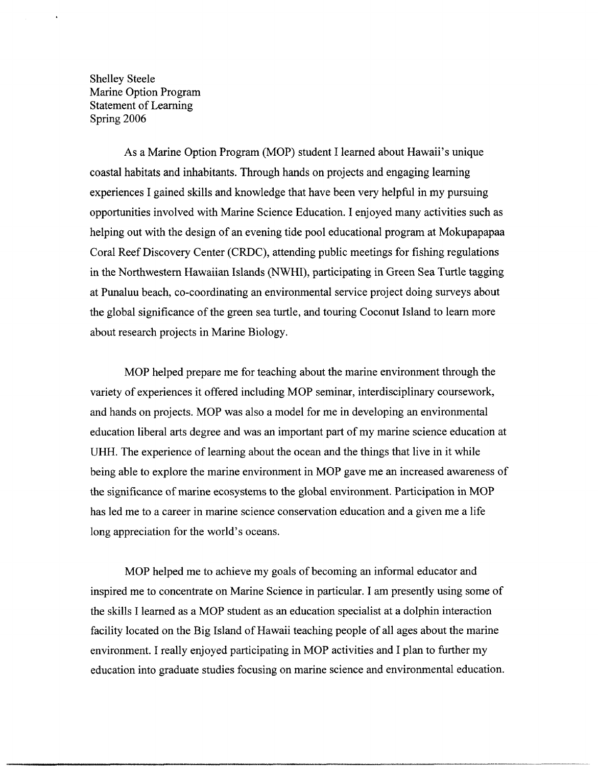Shelley Steele
Marine Option Program
Statement of Learning
Spring 2006

As a Marine Option Program (MOP) student I learned about Hawaii's unique coastal habitats and inhabitants. Through hands on projects and engaging learning experiences I gained skills and knowledge that have been very helpful in my pursuing opportunities involved with Marine Science Education. I enjoyed many activities such as helping out with the design of an evening tide pool educational program at Mokupapapaa Coral Reef Discovery Center (CRDC), attending public meetings for fishing regulations in the Northwestern Hawaiian Islands (NWHI), participating in Green Sea Turtle tagging at Punaluu beach, co-coordinating an environmental service project doing surveys about the global significance of the green sea turtle, and touring Coconut Island to learn more about research projects in Marine Biology.

MOP helped prepare me for teaching about the marine environment through the variety of experiences it offered including MOP seminar, interdisciplinary coursework, and hands on projects. MOP was also a model for me in developing an environmental education liberal arts degree and was an important part of my marine science education at UHH. The experience of learning about the ocean and the things that live in it while being able to explore the marine environment in MOP gave me an increased awareness of the significance of marine ecosystems to the global environment. Participation in MOP has led me to a career in marine science conservation education and a given me a life long appreciation for the world's oceans.

MOP helped me to achieve my goals of becoming an informal educator and inspired me to concentrate on Marine Science in particular. I am presently using some of the skills I learned as a MOP student as an education specialist at a dolphin interaction facility located on the Big Island of Hawaii teaching people of all ages about the marine environment. I really enjoyed participating in MOP activities and I plan to further my education into graduate studies focusing on marine science and environmental education.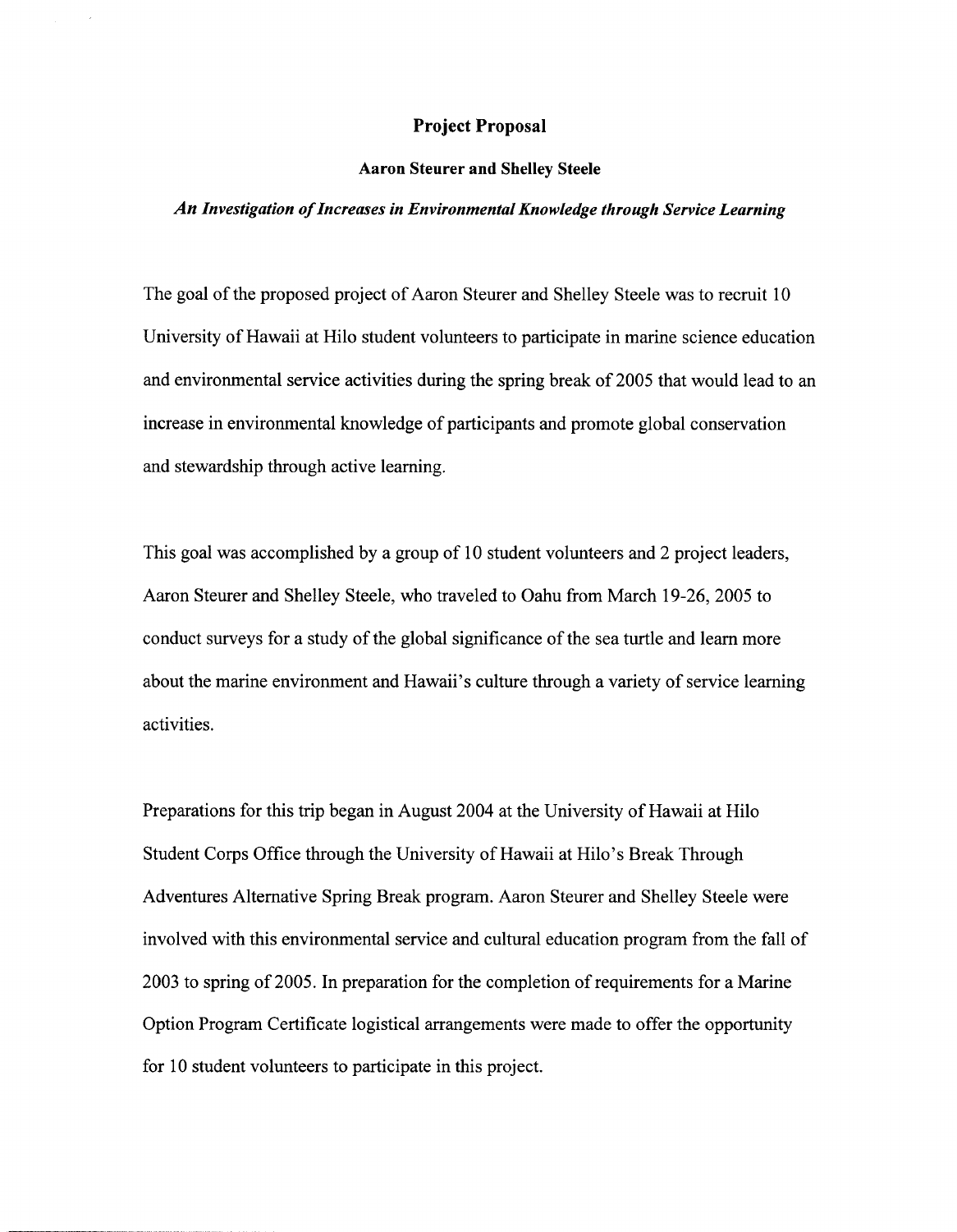# Project Proposal

## Aaron Steurer and Shelley Steele

### *An Investigation of Increases in Environmental Knowledge through Service Learning*

The goal of the proposed project of Aaron Steurer and Shelley Steele was to recruit 10 University of Hawaii at Hilo student volunteers to participate in marine science education and environmental service activities during the spring break of 2005 that would lead to an increase in environmental knowledge of participants and promote global conservation and stewardship through active learning.

This goal was accomplished by a group of 10 student volunteers and 2 project leaders, Aaron Steurer and Shelley Steele, who traveled to Oahu from March 19-26, 2005 to conduct surveys for a study of the global significance of the sea turtle and learn more about the marine environment and Hawaii's culture through a variety of service learning activities.

Preparations for this trip began in August 2004 at the University of Hawaii at Hilo Student Corps Office through the University of Hawaii at Hilo's Break Through Adventures Alternative Spring Break program. Aaron Steurer and Shelley Steele were involved with this environmental service and cultural education program from the fall of 2003 to spring of 2005. In preparation for the completion of requirements for a Marine Option Program Certificate logistical arrangements were made to offer the opportunity for 10 student volunteers to participate in this project.